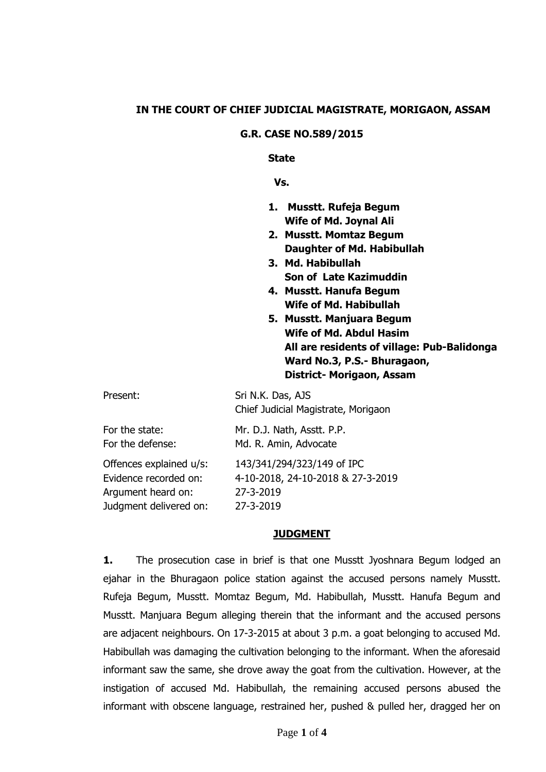**IN THE COURT OF CHIEF JUDICIAL MAGISTRATE, MORIGAON, ASSAM**

**G.R. CASE NO.589/2015**

**State**

**Vs.**

1. **Musstt. Rufeja Begum**
   **Wife of Md. Joynal Ali**
2. **Musstt. Momtaz Begum**
   **Daughter of Md. Habibullah**
3. **Md. Habibullah**
   **Son of Late Kazimuddin**
4. **Musstt. Hanufa Begum**
   **Wife of Md. Habibullah**
5. **Musstt. Manjuara Begum**
   **Wife of Md. Abdul Hasim**
   **All are residents of village: Pub-Balidonga Ward No.3, P.S.- Bhuragaon, District- Morigaon, Assam**

Present: Sri N.K. Das, AJS
Chief Judicial Magistrate, Morigaon

For the state: Mr. D.J. Nath, Asstt. P.P.
For the defense: Md. R. Amin, Advocate

Offences explained u/s: 143/341/294/323/149 of IPC
Evidence recorded on: 4-10-2018, 24-10-2018 & 27-3-2019
Argument heard on: 27-3-2019
Judgment delivered on: 27-3-2019

**JUDGMENT**

**1.** The prosecution case in brief is that one Musstt Jyoshnara Begum lodged an ejahar in the Bhuragaon police station against the accused persons namely Musstt. Rufeja Begum, Musstt. Momtaz Begum, Md. Habibullah, Musstt. Hanufa Begum and Musstt. Manjuara Begum alleging therein that the informant and the accused persons are adjacent neighbours. On 17-3-2015 at about 3 p.m. a goat belonging to accused Md. Habibullah was damaging the cultivation belonging to the informant. When the aforesaid informant saw the same, she drove away the goat from the cultivation. However, at the instigation of accused Md. Habibullah, the remaining accused persons abused the informant with obscene language, restrained her, pushed & pulled her, dragged her on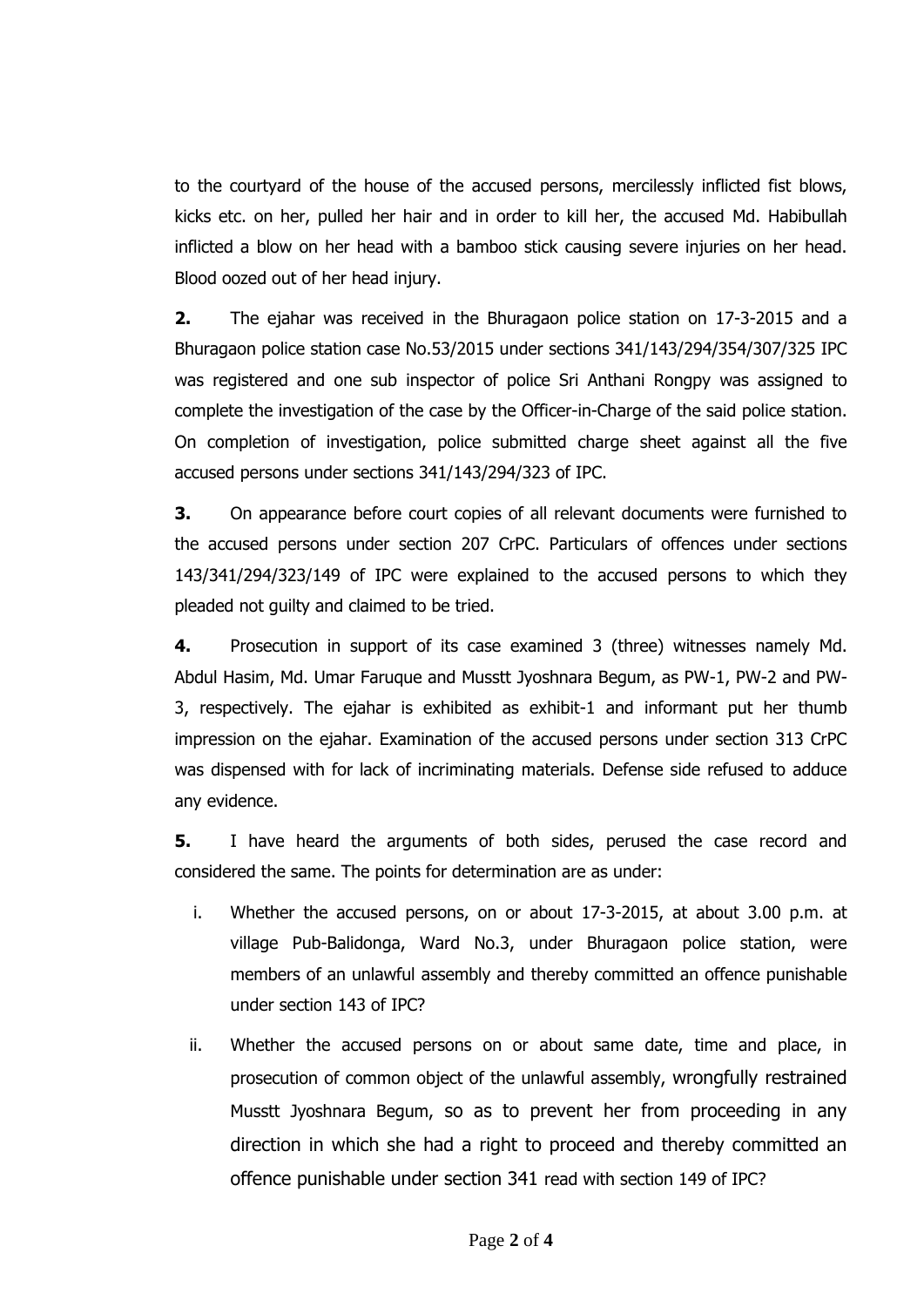to the courtyard of the house of the accused persons, mercilessly inflicted fist blows, kicks etc. on her, pulled her hair and in order to kill her, the accused Md. Habibullah inflicted a blow on her head with a bamboo stick causing severe injuries on her head. Blood oozed out of her head injury.

**2.** The ejahar was received in the Bhuragaon police station on 17-3-2015 and a Bhuragaon police station case No.53/2015 under sections 341/143/294/354/307/325 IPC was registered and one sub inspector of police Sri Anthani Rongpy was assigned to complete the investigation of the case by the Officer-in-Charge of the said police station. On completion of investigation, police submitted charge sheet against all the five accused persons under sections 341/143/294/323 of IPC.

**3.** On appearance before court copies of all relevant documents were furnished to the accused persons under section 207 CrPC. Particulars of offences under sections 143/341/294/323/149 of IPC were explained to the accused persons to which they pleaded not guilty and claimed to be tried.

**4.** Prosecution in support of its case examined 3 (three) witnesses namely Md. Abdul Hasim, Md. Umar Faruque and Musstt Jyoshnara Begum, as PW-1, PW-2 and PW-3, respectively. The ejahar is exhibited as exhibit-1 and informant put her thumb impression on the ejahar. Examination of the accused persons under section 313 CrPC was dispensed with for lack of incriminating materials. Defense side refused to adduce any evidence.

**5.** I have heard the arguments of both sides, perused the case record and considered the same. The points for determination are as under:

i. Whether the accused persons, on or about 17-3-2015, at about 3.00 p.m. at village Pub-Balidonga, Ward No.3, under Bhuragaon police station, were members of an unlawful assembly and thereby committed an offence punishable under section 143 of IPC?

ii. Whether the accused persons on or about same date, time and place, in prosecution of common object of the unlawful assembly, wrongfully restrained Musstt Jyoshnara Begum, so as to prevent her from proceeding in any direction in which she had a right to proceed and thereby committed an offence punishable under section 341 read with section 149 of IPC?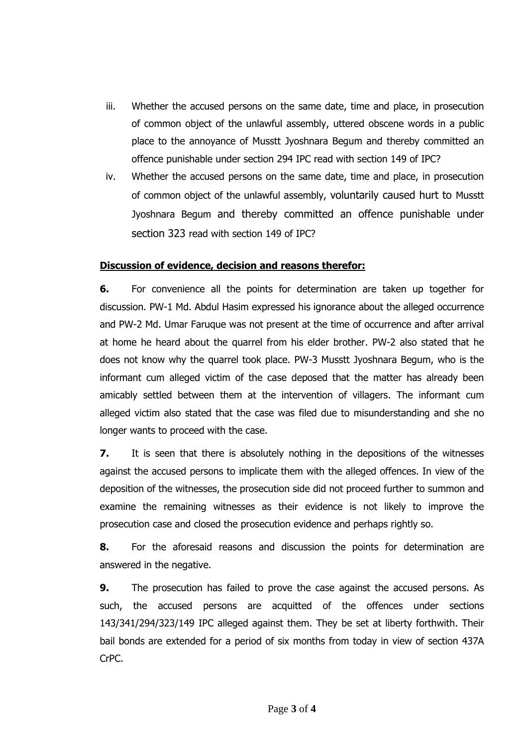iii. Whether the accused persons on the same date, time and place, in prosecution of common object of the unlawful assembly, uttered obscene words in a public place to the annoyance of Musstt Jyoshnara Begum and thereby committed an offence punishable under section 294 IPC read with section 149 of IPC?

iv. Whether the accused persons on the same date, time and place, in prosecution of common object of the unlawful assembly, voluntarily caused hurt to Musstt Jyoshnara Begum and thereby committed an offence punishable under section 323 read with section 149 of IPC?

**Discussion of evidence, decision and reasons therefor:**

**6.** For convenience all the points for determination are taken up together for discussion. PW-1 Md. Abdul Hasim expressed his ignorance about the alleged occurrence and PW-2 Md. Umar Faruque was not present at the time of occurrence and after arrival at home he heard about the quarrel from his elder brother. PW-2 also stated that he does not know why the quarrel took place. PW-3 Musstt Jyoshnara Begum, who is the informant cum alleged victim of the case deposed that the matter has already been amicably settled between them at the intervention of villagers. The informant cum alleged victim also stated that the case was filed due to misunderstanding and she no longer wants to proceed with the case.

**7.** It is seen that there is absolutely nothing in the depositions of the witnesses against the accused persons to implicate them with the alleged offences. In view of the deposition of the witnesses, the prosecution side did not proceed further to summon and examine the remaining witnesses as their evidence is not likely to improve the prosecution case and closed the prosecution evidence and perhaps rightly so.

**8.** For the aforesaid reasons and discussion the points for determination are answered in the negative.

**9.** The prosecution has failed to prove the case against the accused persons. As such, the accused persons are acquitted of the offences under sections 143/341/294/323/149 IPC alleged against them. They be set at liberty forthwith. Their bail bonds are extended for a period of six months from today in view of section 437A CrPC.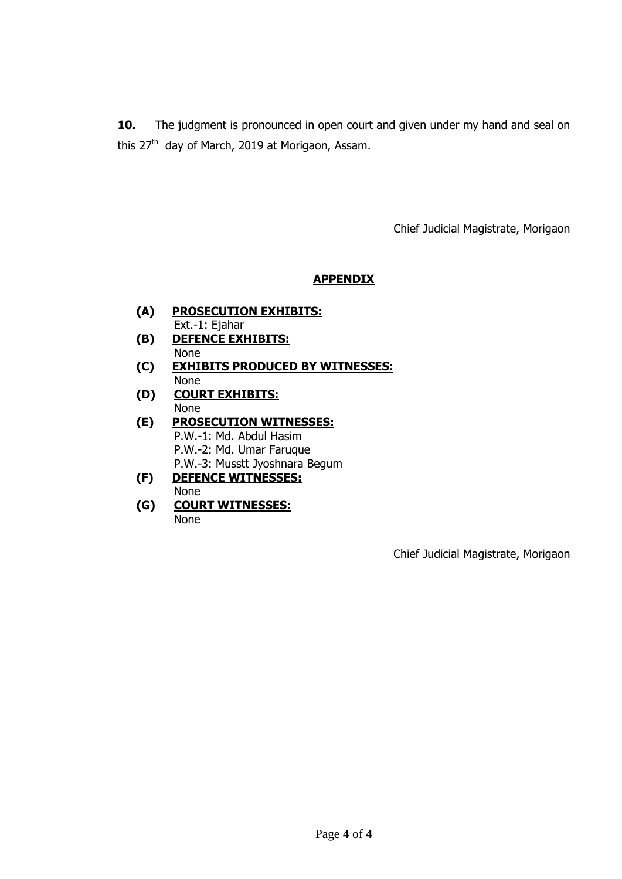**10.** The judgment is pronounced in open court and given under my hand and seal on this 27th day of March, 2019 at Morigaon, Assam.

Chief Judicial Magistrate, Morigaon

## APPENDIX

**(A) PROSECUTION EXHIBITS:**
Ext.-1: Ejahar

**(B) DEFENCE EXHIBITS:**
None

**(C) EXHIBITS PRODUCED BY WITNESSES:**
None

**(D) COURT EXHIBITS:**
None

**(E) PROSECUTION WITNESSES:**
P.W.-1: Md. Abdul Hasim
P.W.-2: Md. Umar Faruque
P.W.-3: Musstt Jyoshnara Begum

**(F) DEFENCE WITNESSES:**
None

**(G) COURT WITNESSES:**
None

Chief Judicial Magistrate, Morigaon